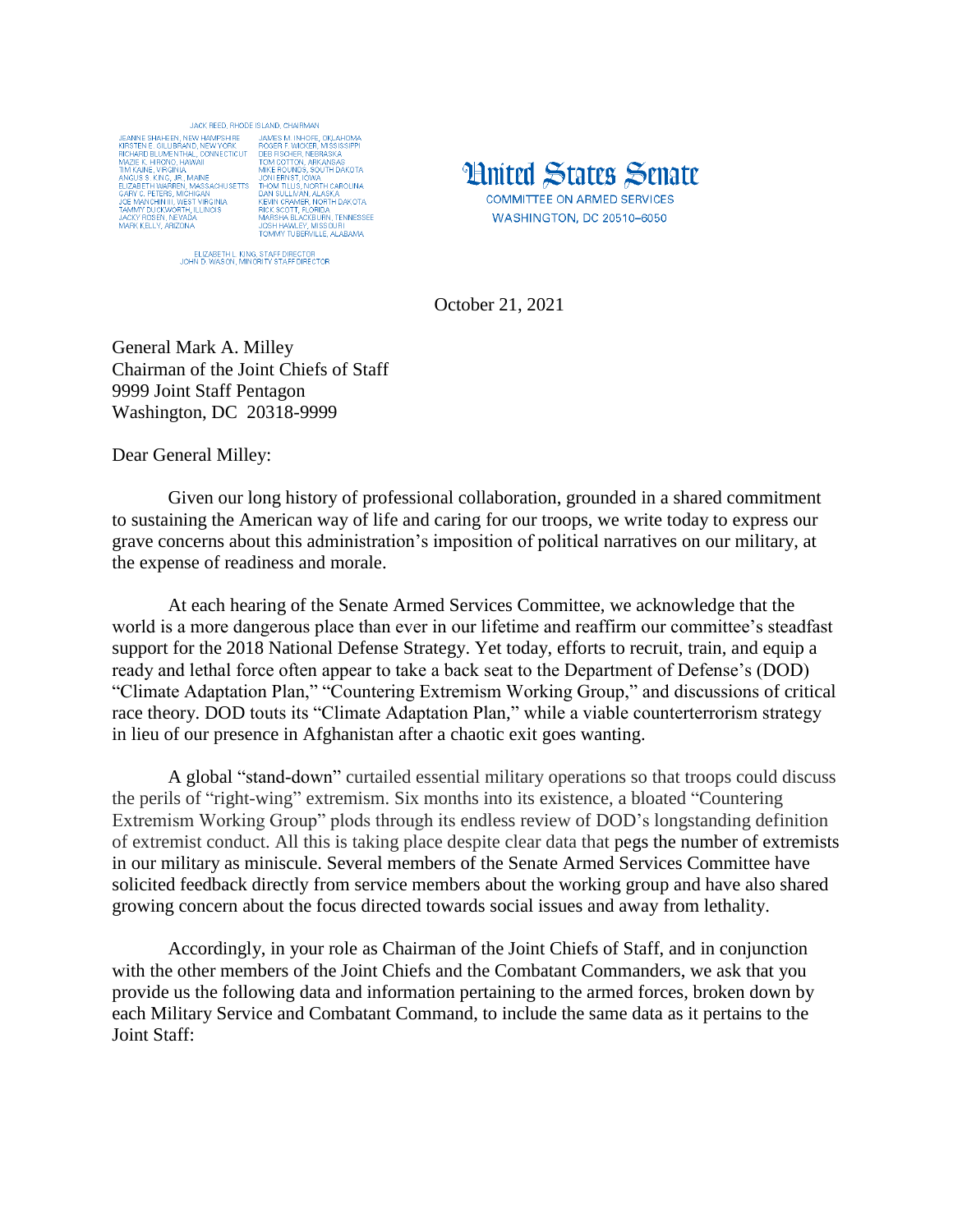JACK REED, RHODE ISLAND, CHAIRMAN

| | |
|---|---|
| JEANNE SHAHEEN, NEW HAMPSHIRE | JAMES M. INHOFE, OKLAHOMA |
| KIRSTEN E. GILLIBRAND, NEW YORK | ROGER F. WICKER, MISSISSIPPI |
| RICHARD BLUMENTHAL, CONNECTICUT | DEB FISCHER, NEBRASKA |
| MAZIE K. HIRONO, HAWAII | TOM COTTON, ARKANSAS |
| TIM KAINE, VIRGINIA | MIKE ROUNDS, SOUTH DAKOTA |
| ANGUS S. KING, JR., MAINE | JONI ERNST, IOWA |
| ELIZABETH WARREN, MASSACHUSETTS | THOM TILLIS, NORTH CAROLINA |
| GARY C. PETERS, MICHIGAN | DAN SULLIVAN, ALASKA |
| JOE MANCHIN III, WEST VIRGINIA | KEVIN CRAMER, NORTH DAKOTA |
| TAMMY DUCKWORTH, ILLINOIS | RICK SCOTT, FLORIDA |
| JACKY ROSEN, NEVADA | MARSHA BLACKBURN, TENNESSEE |
| MARK KELLY, ARIZONA | JOSH HAWLEY, MISSOURI |
| | TOMMY TUBERVILLE, ALABAMA |

ELIZABETH L. KING, STAFF DIRECTOR
JOHN D. WASON, MINORITY STAFF DIRECTOR

# United States Senate

COMMITTEE ON ARMED SERVICES
WASHINGTON, DC 20510–6050

October 21, 2021

General Mark A. Milley
Chairman of the Joint Chiefs of Staff
9999 Joint Staff Pentagon
Washington, DC 20318-9999

Dear General Milley:

Given our long history of professional collaboration, grounded in a shared commitment to sustaining the American way of life and caring for our troops, we write today to express our grave concerns about this administration's imposition of political narratives on our military, at the expense of readiness and morale.

At each hearing of the Senate Armed Services Committee, we acknowledge that the world is a more dangerous place than ever in our lifetime and reaffirm our committee's steadfast support for the 2018 National Defense Strategy. Yet today, efforts to recruit, train, and equip a ready and lethal force often appear to take a back seat to the Department of Defense's (DOD) "Climate Adaptation Plan," "Countering Extremism Working Group," and discussions of critical race theory. DOD touts its "Climate Adaptation Plan," while a viable counterterrorism strategy in lieu of our presence in Afghanistan after a chaotic exit goes wanting.

A global "stand-down" curtailed essential military operations so that troops could discuss the perils of "right-wing" extremism. Six months into its existence, a bloated "Countering Extremism Working Group" plods through its endless review of DOD's longstanding definition of extremist conduct. All this is taking place despite clear data that pegs the number of extremists in our military as miniscule. Several members of the Senate Armed Services Committee have solicited feedback directly from service members about the working group and have also shared growing concern about the focus directed towards social issues and away from lethality.

Accordingly, in your role as Chairman of the Joint Chiefs of Staff, and in conjunction with the other members of the Joint Chiefs and the Combatant Commanders, we ask that you provide us the following data and information pertaining to the armed forces, broken down by each Military Service and Combatant Command, to include the same data as it pertains to the Joint Staff: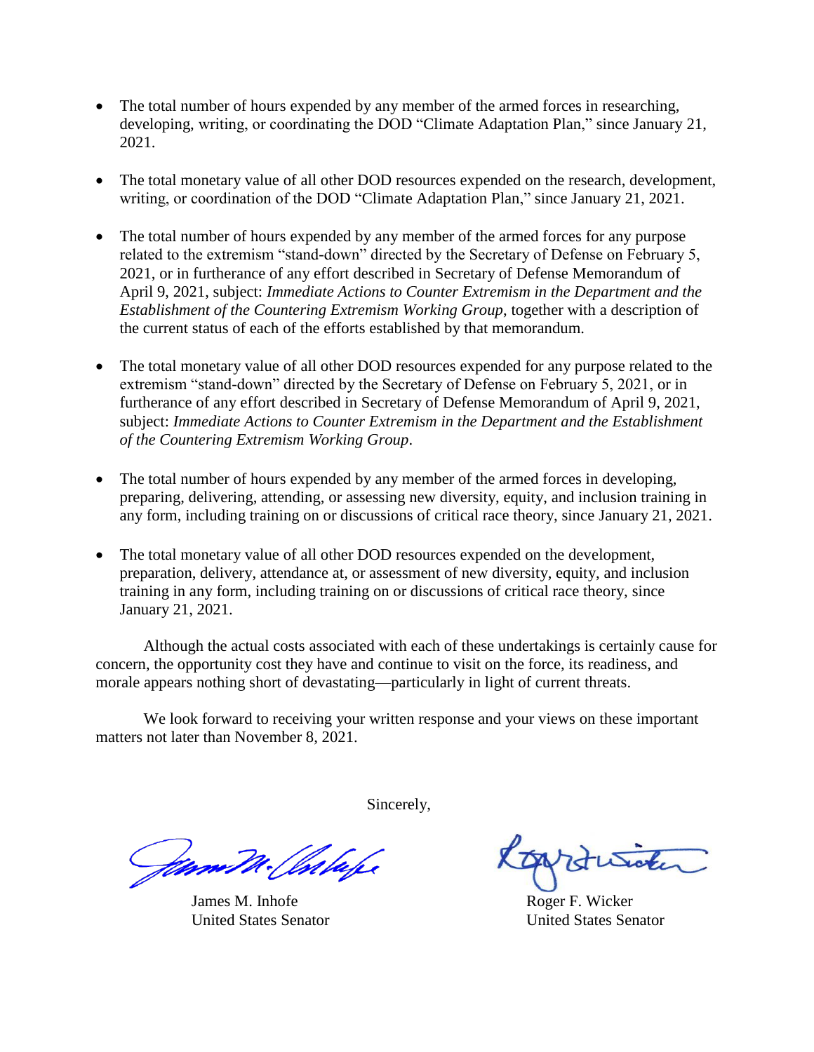- The total number of hours expended by any member of the armed forces in researching, developing, writing, or coordinating the DOD "Climate Adaptation Plan," since January 21, 2021.

- The total monetary value of all other DOD resources expended on the research, development, writing, or coordination of the DOD "Climate Adaptation Plan," since January 21, 2021.

- The total number of hours expended by any member of the armed forces for any purpose related to the extremism "stand-down" directed by the Secretary of Defense on February 5, 2021, or in furtherance of any effort described in Secretary of Defense Memorandum of April 9, 2021, subject: *Immediate Actions to Counter Extremism in the Department and the Establishment of the Countering Extremism Working Group*, together with a description of the current status of each of the efforts established by that memorandum.

- The total monetary value of all other DOD resources expended for any purpose related to the extremism "stand-down" directed by the Secretary of Defense on February 5, 2021, or in furtherance of any effort described in Secretary of Defense Memorandum of April 9, 2021, subject: *Immediate Actions to Counter Extremism in the Department and the Establishment of the Countering Extremism Working Group*.

- The total number of hours expended by any member of the armed forces in developing, preparing, delivering, attending, or assessing new diversity, equity, and inclusion training in any form, including training on or discussions of critical race theory, since January 21, 2021.

- The total monetary value of all other DOD resources expended on the development, preparation, delivery, attendance at, or assessment of new diversity, equity, and inclusion training in any form, including training on or discussions of critical race theory, since January 21, 2021.

Although the actual costs associated with each of these undertakings is certainly cause for concern, the opportunity cost they have and continue to visit on the force, its readiness, and morale appears nothing short of devastating—particularly in light of current threats.

We look forward to receiving your written response and your views on these important matters not later than November 8, 2021.

Sincerely,

James M. Inhofe
United States Senator

Roger F. Wicker
United States Senator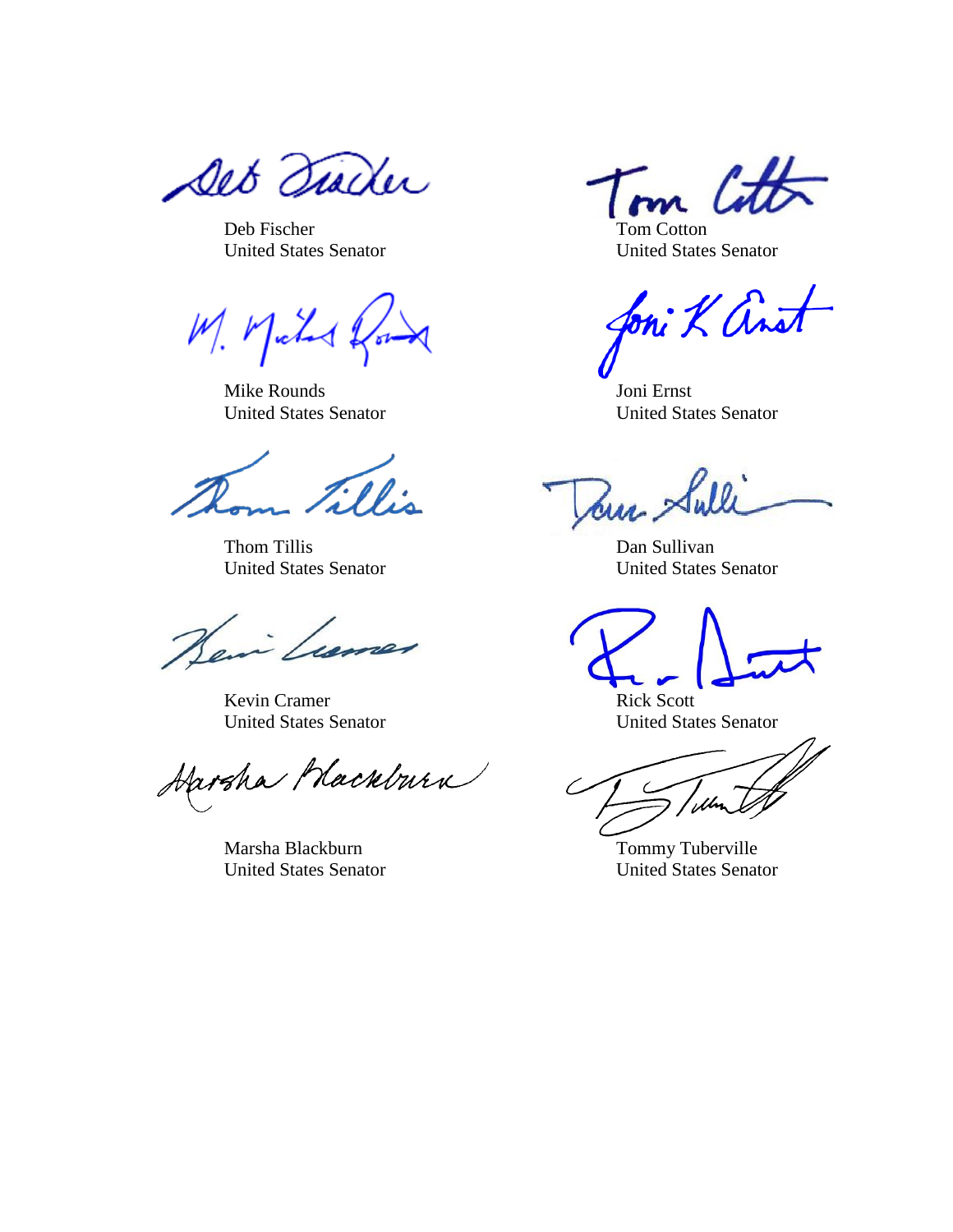Deb Fischer
United States Senator

Tom Cotton
United States Senator

Mike Rounds
United States Senator

Joni Ernst
United States Senator

Thom Tillis
United States Senator

Dan Sullivan
United States Senator

Kevin Cramer
United States Senator

Rick Scott
United States Senator

Marsha Blackburn
United States Senator

Tommy Tuberville
United States Senator